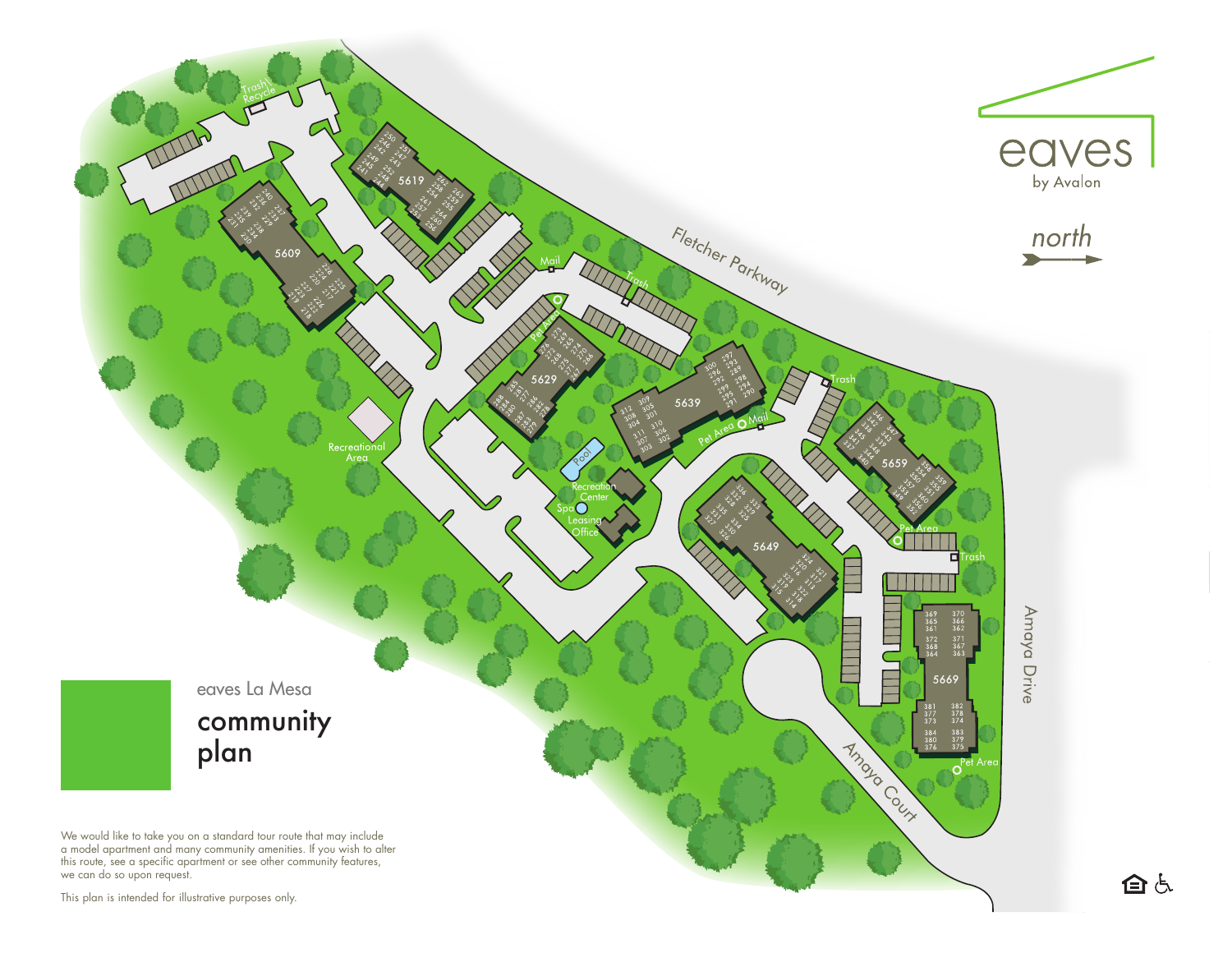eaves
by Avalon

north

eaves La Mesa

# community plan

We would like to take you on a standard tour route that may include a model apartment and many community amenities. If you wish to alter this route, see a specific apartment or see other community features, we can do so upon request.

This plan is intended for illustrative purposes only.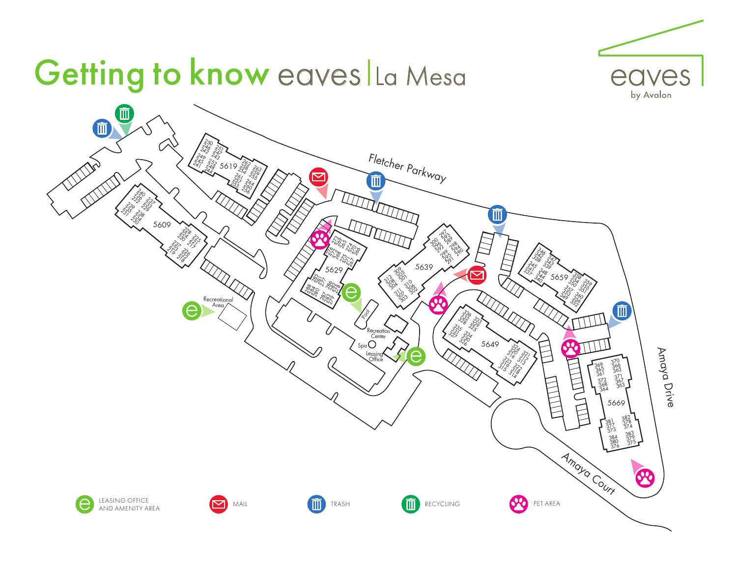# Getting to know eaves | La Mesa

eaves
by Avalon

Fletcher Parkway

Amaya Drive

Amaya Court

5619

250 251 246 247 242 243 249 252 245 248 241 244 262 263 258 259 254 255 261 264 257 260 253 256

5609

240 236 237 232 233 239 238 235 234 231 230 228 225 224 221 220 217 227 226 223 222 219 218

5629

273 269 272 265 268 271 270 267 266 285 284 281 288 287 286 280 283 282 277 276 279 278 274 275

5639

297 293 296 289 292 300 298 294 290 299 295 291 309 305 301 312 308 304 310 306 302 311 307 303

5649

336 332 328 333 329 325 335 331 327 334 330 326 324 320 316 321 317 313 323 319 315 322 318 314

5659

346 342 338 347 343 339 345 341 337 348 344 340 358 354 350 359 355 351 357 353 349 360 356 352

5669

370 366 362 369 365 361 371 367 363 372 368 364 382 378 374 381 377 373 383 379 375 384 380 376

Recreational Area

Pool

Recreation Center

Spa

Leasing Office

LEASING OFFICE AND AMENITY AREA

MAIL

TRASH

RECYCLING

PET AREA